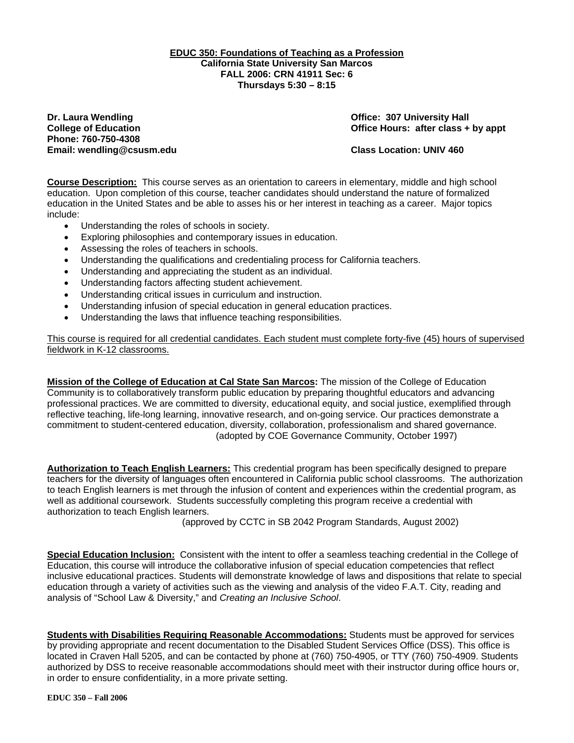# EDUC 350: Foundations of Teaching as a Profession

**California State University San Marcos**
**FALL 2006: CRN 41911 Sec: 6**
**Thursdays 5:30 – 8:15**

**Dr. Laura Wendling**
**College of Education**
**Phone: 760-750-4308**
**Email: wendling@csusm.edu**

**Office: 307 University Hall**
**Office Hours: after class + by appt**

**Class Location: UNIV 460**

**Course Description:** This course serves as an orientation to careers in elementary, middle and high school education. Upon completion of this course, teacher candidates should understand the nature of formalized education in the United States and be able to asses his or her interest in teaching as a career. Major topics include:

- Understanding the roles of schools in society.
- Exploring philosophies and contemporary issues in education.
- Assessing the roles of teachers in schools.
- Understanding the qualifications and credentialing process for California teachers.
- Understanding and appreciating the student as an individual.
- Understanding factors affecting student achievement.
- Understanding critical issues in curriculum and instruction.
- Understanding infusion of special education in general education practices.
- Understanding the laws that influence teaching responsibilities.

<u>This course is required for all credential candidates. Each student must complete forty-five (45) hours of supervised fieldwork in K-12 classrooms.</u>

**Mission of the College of Education at Cal State San Marcos:** The mission of the College of Education Community is to collaboratively transform public education by preparing thoughtful educators and advancing professional practices. We are committed to diversity, educational equity, and social justice, exemplified through reflective teaching, life-long learning, innovative research, and on-going service. Our practices demonstrate a commitment to student-centered education, diversity, collaboration, professionalism and shared governance.
(adopted by COE Governance Community, October 1997)

**Authorization to Teach English Learners:** This credential program has been specifically designed to prepare teachers for the diversity of languages often encountered in California public school classrooms. The authorization to teach English learners is met through the infusion of content and experiences within the credential program, as well as additional coursework. Students successfully completing this program receive a credential with authorization to teach English learners.
(approved by CCTC in SB 2042 Program Standards, August 2002)

**Special Education Inclusion:** Consistent with the intent to offer a seamless teaching credential in the College of Education, this course will introduce the collaborative infusion of special education competencies that reflect inclusive educational practices. Students will demonstrate knowledge of laws and dispositions that relate to special education through a variety of activities such as the viewing and analysis of the video F.A.T. City, reading and analysis of "School Law & Diversity," and *Creating an Inclusive School*.

**Students with Disabilities Requiring Reasonable Accommodations:** Students must be approved for services by providing appropriate and recent documentation to the Disabled Student Services Office (DSS). This office is located in Craven Hall 5205, and can be contacted by phone at (760) 750-4905, or TTY (760) 750-4909. Students authorized by DSS to receive reasonable accommodations should meet with their instructor during office hours or, in order to ensure confidentiality, in a more private setting.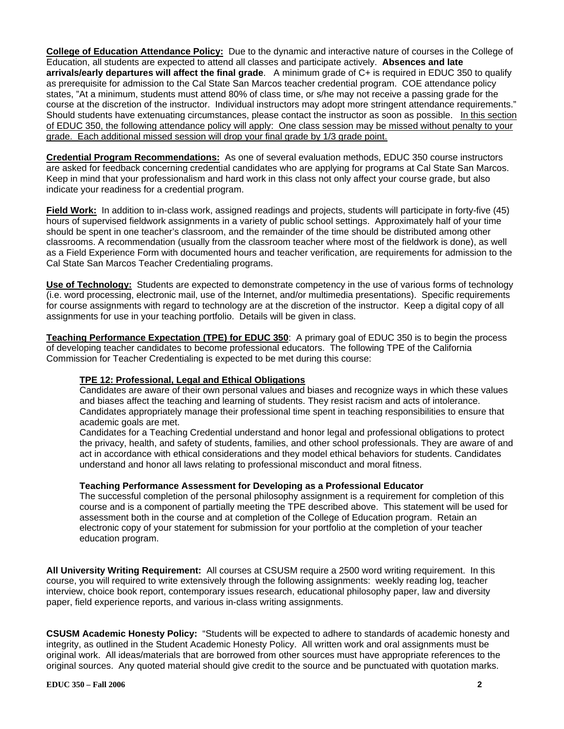**College of Education Attendance Policy:** Due to the dynamic and interactive nature of courses in the College of Education, all students are expected to attend all classes and participate actively. **Absences and late arrivals/early departures will affect the final grade**. A minimum grade of C+ is required in EDUC 350 to qualify as prerequisite for admission to the Cal State San Marcos teacher credential program. COE attendance policy states, "At a minimum, students must attend 80% of class time, or s/he may not receive a passing grade for the course at the discretion of the instructor. Individual instructors may adopt more stringent attendance requirements." Should students have extenuating circumstances, please contact the instructor as soon as possible. In this section of EDUC 350, the following attendance policy will apply: One class session may be missed without penalty to your grade. Each additional missed session will drop your final grade by 1/3 grade point.

**Credential Program Recommendations:** As one of several evaluation methods, EDUC 350 course instructors are asked for feedback concerning credential candidates who are applying for programs at Cal State San Marcos. Keep in mind that your professionalism and hard work in this class not only affect your course grade, but also indicate your readiness for a credential program.

**Field Work:** In addition to in-class work, assigned readings and projects, students will participate in forty-five (45) hours of supervised fieldwork assignments in a variety of public school settings. Approximately half of your time should be spent in one teacher's classroom, and the remainder of the time should be distributed among other classrooms. A recommendation (usually from the classroom teacher where most of the fieldwork is done), as well as a Field Experience Form with documented hours and teacher verification, are requirements for admission to the Cal State San Marcos Teacher Credentialing programs.

**Use of Technology:** Students are expected to demonstrate competency in the use of various forms of technology (i.e. word processing, electronic mail, use of the Internet, and/or multimedia presentations). Specific requirements for course assignments with regard to technology are at the discretion of the instructor. Keep a digital copy of all assignments for use in your teaching portfolio. Details will be given in class.

**Teaching Performance Expectation (TPE) for EDUC 350**: A primary goal of EDUC 350 is to begin the process of developing teacher candidates to become professional educators. The following TPE of the California Commission for Teacher Credentialing is expected to be met during this course:

**TPE 12: Professional, Legal and Ethical Obligations**

Candidates are aware of their own personal values and biases and recognize ways in which these values and biases affect the teaching and learning of students. They resist racism and acts of intolerance. Candidates appropriately manage their professional time spent in teaching responsibilities to ensure that academic goals are met.

Candidates for a Teaching Credential understand and honor legal and professional obligations to protect the privacy, health, and safety of students, families, and other school professionals. They are aware of and act in accordance with ethical considerations and they model ethical behaviors for students. Candidates understand and honor all laws relating to professional misconduct and moral fitness.

**Teaching Performance Assessment for Developing as a Professional Educator**

The successful completion of the personal philosophy assignment is a requirement for completion of this course and is a component of partially meeting the TPE described above. This statement will be used for assessment both in the course and at completion of the College of Education program. Retain an electronic copy of your statement for submission for your portfolio at the completion of your teacher education program.

**All University Writing Requirement:** All courses at CSUSM require a 2500 word writing requirement. In this course, you will required to write extensively through the following assignments: weekly reading log, teacher interview, choice book report, contemporary issues research, educational philosophy paper, law and diversity paper, field experience reports, and various in-class writing assignments.

**CSUSM Academic Honesty Policy:** "Students will be expected to adhere to standards of academic honesty and integrity, as outlined in the Student Academic Honesty Policy. All written work and oral assignments must be original work. All ideas/materials that are borrowed from other sources must have appropriate references to the original sources. Any quoted material should give credit to the source and be punctuated with quotation marks.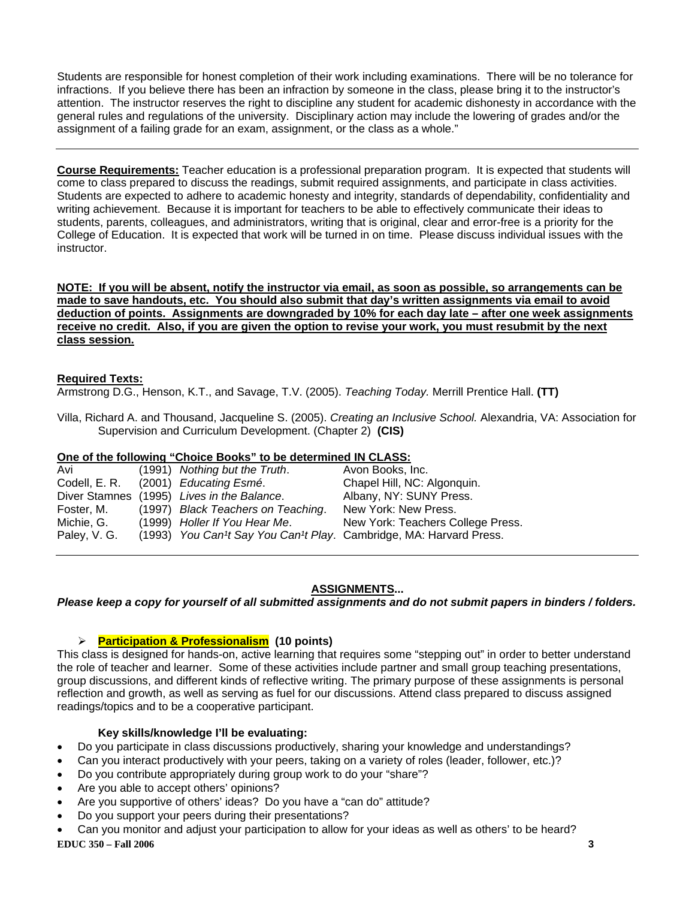Students are responsible for honest completion of their work including examinations. There will be no tolerance for infractions. If you believe there has been an infraction by someone in the class, please bring it to the instructor's attention. The instructor reserves the right to discipline any student for academic dishonesty in accordance with the general rules and regulations of the university. Disciplinary action may include the lowering of grades and/or the assignment of a failing grade for an exam, assignment, or the class as a whole."

---

**Course Requirements:** Teacher education is a professional preparation program. It is expected that students will come to class prepared to discuss the readings, submit required assignments, and participate in class activities. Students are expected to adhere to academic honesty and integrity, standards of dependability, confidentiality and writing achievement. Because it is important for teachers to be able to effectively communicate their ideas to students, parents, colleagues, and administrators, writing that is original, clear and error-free is a priority for the College of Education. It is expected that work will be turned in on time. Please discuss individual issues with the instructor.

**NOTE: If you will be absent, notify the instructor via email, as soon as possible, so arrangements can be made to save handouts, etc. You should also submit that day's written assignments via email to avoid deduction of points. Assignments are downgraded by 10% for each day late – after one week assignments receive no credit. Also, if you are given the option to revise your work, you must resubmit by the next class session.**

**Required Texts:**

Armstrong D.G., Henson, K.T., and Savage, T.V. (2005). *Teaching Today.* Merrill Prentice Hall. **(TT)**

Villa, Richard A. and Thousand, Jacqueline S. (2005). *Creating an Inclusive School.* Alexandria, VA: Association for Supervision and Curriculum Development. (Chapter 2) **(CIS)**

**One of the following "Choice Books" to be determined IN CLASS:**

| Author | Year / Title | Publisher |
|---|---|---|
| Avi | (1991) *Nothing but the Truth*. | Avon Books, Inc. |
| Codell, E. R. | (2001) *Educating Esmé*. | Chapel Hill, NC: Algonquin. |
| Diver Stamnes | (1995) *Lives in the Balance*. | Albany, NY: SUNY Press. |
| Foster, M. | (1997) *Black Teachers on Teaching*. | New York: New Press. |
| Michie, G. | (1999) *Holler If You Hear Me*. | New York: Teachers College Press. |
| Paley, V. G. | (1993) *You Can¹t Say You Can¹t Play*. | Cambridge, MA: Harvard Press. |

---

## ASSIGNMENTS...

***Please keep a copy for yourself of all submitted assignments and do not submit papers in binders / folders.***

- **Participation & Professionalism (10 points)**

This class is designed for hands-on, active learning that requires some "stepping out" in order to better understand the role of teacher and learner. Some of these activities include partner and small group teaching presentations, group discussions, and different kinds of reflective writing. The primary purpose of these assignments is personal reflection and growth, as well as serving as fuel for our discussions. Attend class prepared to discuss assigned readings/topics and to be a cooperative participant.

**Key skills/knowledge I'll be evaluating:**

- Do you participate in class discussions productively, sharing your knowledge and understandings?
- Can you interact productively with your peers, taking on a variety of roles (leader, follower, etc.)?
- Do you contribute appropriately during group work to do your "share"?
- Are you able to accept others' opinions?
- Are you supportive of others' ideas? Do you have a "can do" attitude?
- Do you support your peers during their presentations?
- Can you monitor and adjust your participation to allow for your ideas as well as others' to be heard?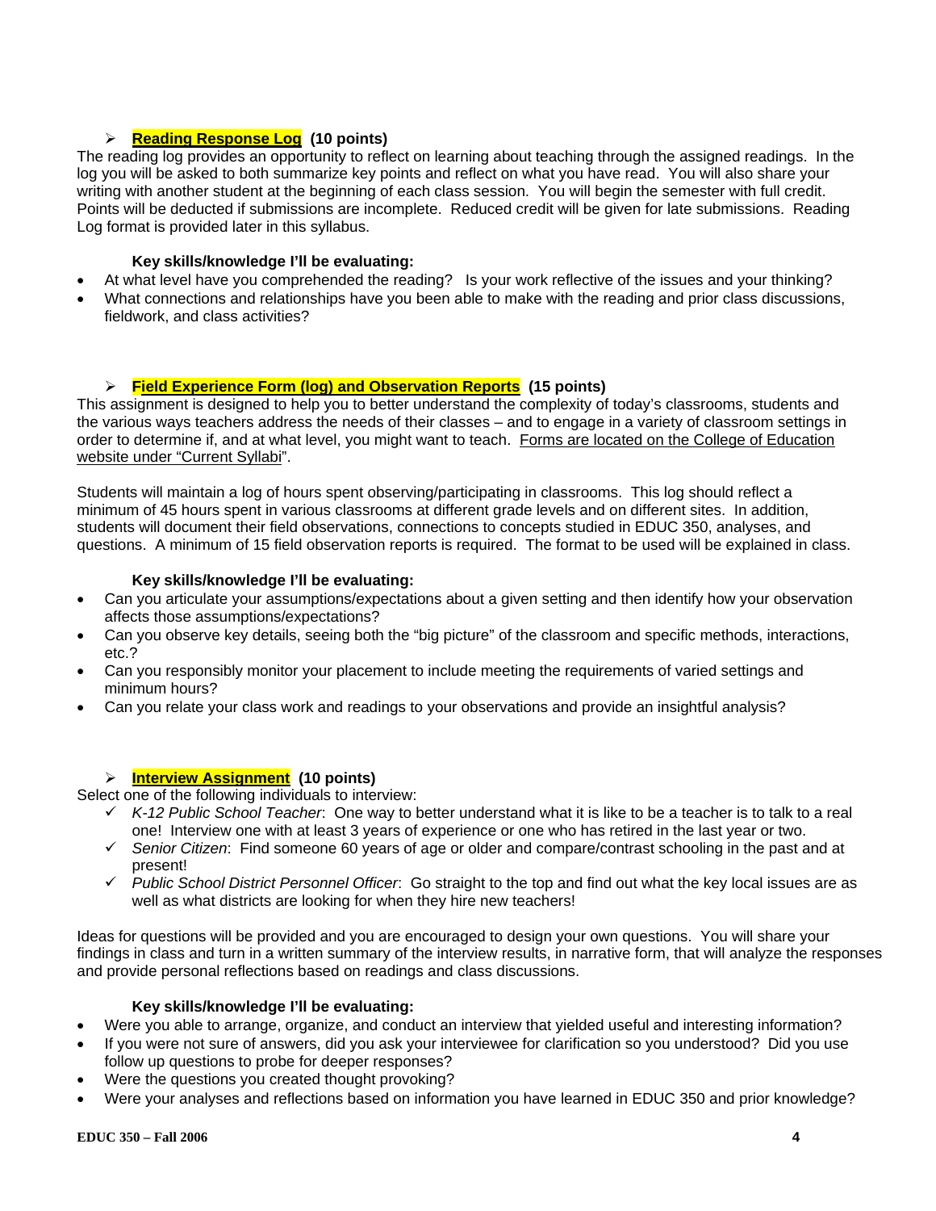- **Reading Response Log** **(10 points)**

The reading log provides an opportunity to reflect on learning about teaching through the assigned readings. In the log you will be asked to both summarize key points and reflect on what you have read. You will also share your writing with another student at the beginning of each class session. You will begin the semester with full credit. Points will be deducted if submissions are incomplete. Reduced credit will be given for late submissions. Reading Log format is provided later in this syllabus.

**Key skills/knowledge I'll be evaluating:**

- At what level have you comprehended the reading? Is your work reflective of the issues and your thinking?
- What connections and relationships have you been able to make with the reading and prior class discussions, fieldwork, and class activities?

- **Field Experience Form (log) and Observation Reports** **(15 points)**

This assignment is designed to help you to better understand the complexity of today's classrooms, students and the various ways teachers address the needs of their classes – and to engage in a variety of classroom settings in order to determine if, and at what level, you might want to teach. Forms are located on the College of Education website under "Current Syllabi".

Students will maintain a log of hours spent observing/participating in classrooms. This log should reflect a minimum of 45 hours spent in various classrooms at different grade levels and on different sites. In addition, students will document their field observations, connections to concepts studied in EDUC 350, analyses, and questions. A minimum of 15 field observation reports is required. The format to be used will be explained in class.

**Key skills/knowledge I'll be evaluating:**

- Can you articulate your assumptions/expectations about a given setting and then identify how your observation affects those assumptions/expectations?
- Can you observe key details, seeing both the "big picture" of the classroom and specific methods, interactions, etc.?
- Can you responsibly monitor your placement to include meeting the requirements of varied settings and minimum hours?
- Can you relate your class work and readings to your observations and provide an insightful analysis?

- **Interview Assignment** **(10 points)**

Select one of the following individuals to interview:

- ✓ *K-12 Public School Teacher*: One way to better understand what it is like to be a teacher is to talk to a real one! Interview one with at least 3 years of experience or one who has retired in the last year or two.
- ✓ *Senior Citizen*: Find someone 60 years of age or older and compare/contrast schooling in the past and at present!
- ✓ *Public School District Personnel Officer*: Go straight to the top and find out what the key local issues are as well as what districts are looking for when they hire new teachers!

Ideas for questions will be provided and you are encouraged to design your own questions. You will share your findings in class and turn in a written summary of the interview results, in narrative form, that will analyze the responses and provide personal reflections based on readings and class discussions.

**Key skills/knowledge I'll be evaluating:**

- Were you able to arrange, organize, and conduct an interview that yielded useful and interesting information?
- If you were not sure of answers, did you ask your interviewee for clarification so you understood? Did you use follow up questions to probe for deeper responses?
- Were the questions you created thought provoking?
- Were your analyses and reflections based on information you have learned in EDUC 350 and prior knowledge?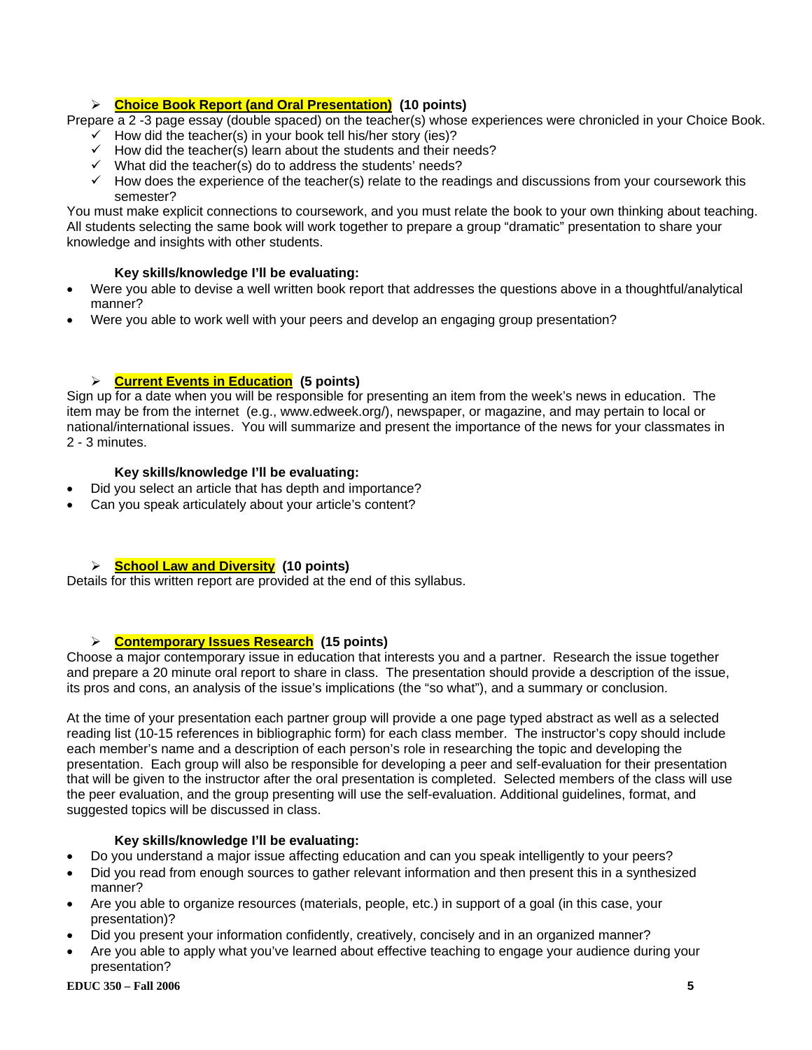### ➢ **Choice Book Report (and Oral Presentation)** (10 points)

Prepare a 2 -3 page essay (double spaced) on the teacher(s) whose experiences were chronicled in your Choice Book.

- ✓ How did the teacher(s) in your book tell his/her story (ies)?
- ✓ How did the teacher(s) learn about the students and their needs?
- ✓ What did the teacher(s) do to address the students' needs?
- ✓ How does the experience of the teacher(s) relate to the readings and discussions from your coursework this semester?

You must make explicit connections to coursework, and you must relate the book to your own thinking about teaching. All students selecting the same book will work together to prepare a group "dramatic" presentation to share your knowledge and insights with other students.

**Key skills/knowledge I'll be evaluating:**

- Were you able to devise a well written book report that addresses the questions above in a thoughtful/analytical manner?
- Were you able to work well with your peers and develop an engaging group presentation?

### ➢ **Current Events in Education** (5 points)

Sign up for a date when you will be responsible for presenting an item from the week's news in education. The item may be from the internet (e.g., www.edweek.org/), newspaper, or magazine, and may pertain to local or national/international issues. You will summarize and present the importance of the news for your classmates in 2 - 3 minutes.

**Key skills/knowledge I'll be evaluating:**

- Did you select an article that has depth and importance?
- Can you speak articulately about your article's content?

### ➢ **School Law and Diversity** (10 points)

Details for this written report are provided at the end of this syllabus.

### ➢ **Contemporary Issues Research** (15 points)

Choose a major contemporary issue in education that interests you and a partner. Research the issue together and prepare a 20 minute oral report to share in class. The presentation should provide a description of the issue, its pros and cons, an analysis of the issue's implications (the "so what"), and a summary or conclusion.

At the time of your presentation each partner group will provide a one page typed abstract as well as a selected reading list (10-15 references in bibliographic form) for each class member. The instructor's copy should include each member's name and a description of each person's role in researching the topic and developing the presentation. Each group will also be responsible for developing a peer and self-evaluation for their presentation that will be given to the instructor after the oral presentation is completed. Selected members of the class will use the peer evaluation, and the group presenting will use the self-evaluation. Additional guidelines, format, and suggested topics will be discussed in class.

**Key skills/knowledge I'll be evaluating:**

- Do you understand a major issue affecting education and can you speak intelligently to your peers?
- Did you read from enough sources to gather relevant information and then present this in a synthesized manner?
- Are you able to organize resources (materials, people, etc.) in support of a goal (in this case, your presentation)?
- Did you present your information confidently, creatively, concisely and in an organized manner?
- Are you able to apply what you've learned about effective teaching to engage your audience during your presentation?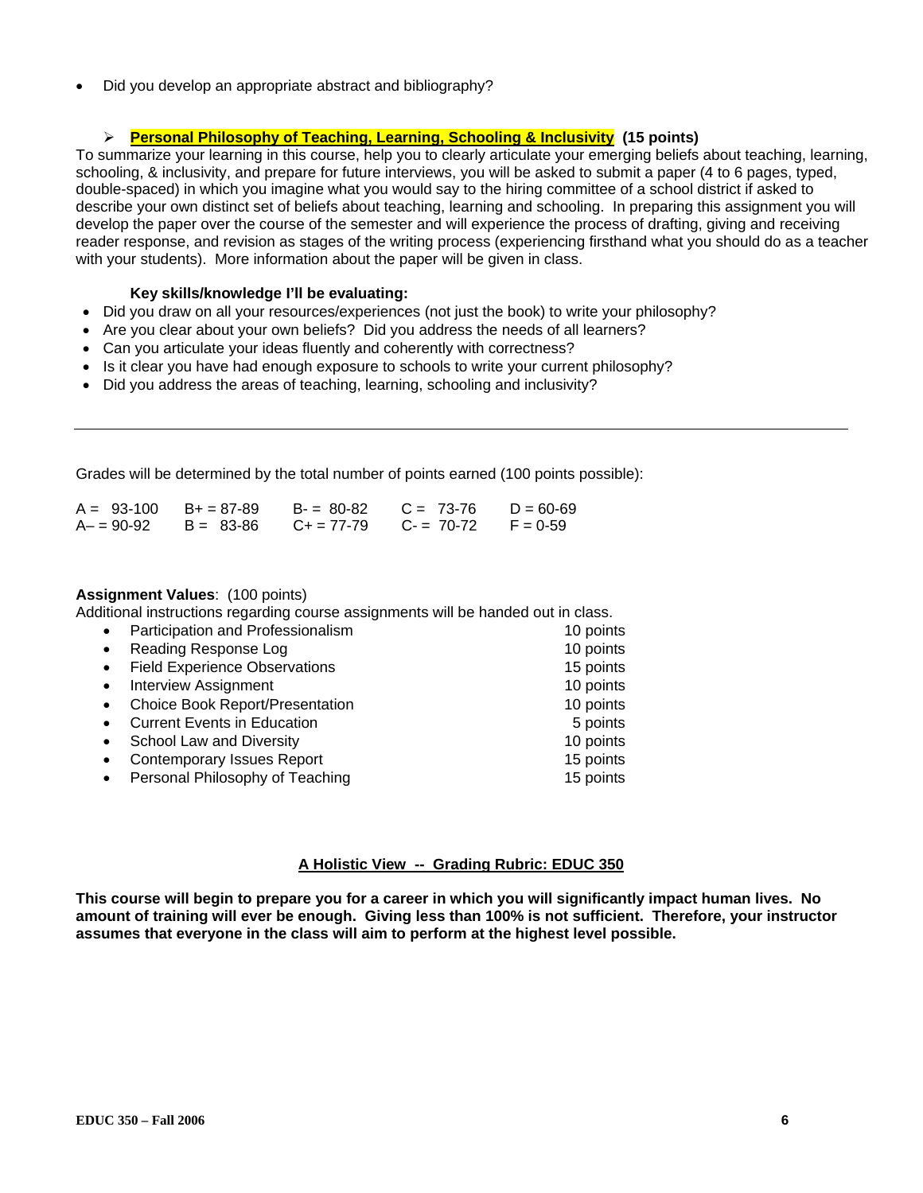- Did you develop an appropriate abstract and bibliography?

### **Personal Philosophy of Teaching, Learning, Schooling & Inclusivity** (15 points)

To summarize your learning in this course, help you to clearly articulate your emerging beliefs about teaching, learning, schooling, & inclusivity, and prepare for future interviews, you will be asked to submit a paper (4 to 6 pages, typed, double-spaced) in which you imagine what you would say to the hiring committee of a school district if asked to describe your own distinct set of beliefs about teaching, learning and schooling. In preparing this assignment you will develop the paper over the course of the semester and will experience the process of drafting, giving and receiving reader response, and revision as stages of the writing process (experiencing firsthand what you should do as a teacher with your students). More information about the paper will be given in class.

**Key skills/knowledge I'll be evaluating:**

- Did you draw on all your resources/experiences (not just the book) to write your philosophy?
- Are you clear about your own beliefs? Did you address the needs of all learners?
- Can you articulate your ideas fluently and coherently with correctness?
- Is it clear you have had enough exposure to schools to write your current philosophy?
- Did you address the areas of teaching, learning, schooling and inclusivity?

---

Grades will be determined by the total number of points earned (100 points possible):

| | | | | |
|---|---|---|---|---|
| A = 93-100 | B+ = 87-89 | B- = 80-82 | C = 73-76 | D = 60-69 |
| A– = 90-92 | B = 83-86 | C+ = 77-79 | C- = 70-72 | F = 0-59 |

**Assignment Values**: (100 points)

Additional instructions regarding course assignments will be handed out in class.

| Assignment | Points |
|---|---|
| Participation and Professionalism | 10 points |
| Reading Response Log | 10 points |
| Field Experience Observations | 15 points |
| Interview Assignment | 10 points |
| Choice Book Report/Presentation | 10 points |
| Current Events in Education | 5 points |
| School Law and Diversity | 10 points |
| Contemporary Issues Report | 15 points |
| Personal Philosophy of Teaching | 15 points |

## A Holistic View -- Grading Rubric: EDUC 350

**This course will begin to prepare you for a career in which you will significantly impact human lives. No amount of training will ever be enough. Giving less than 100% is not sufficient. Therefore, your instructor assumes that everyone in the class will aim to perform at the highest level possible.**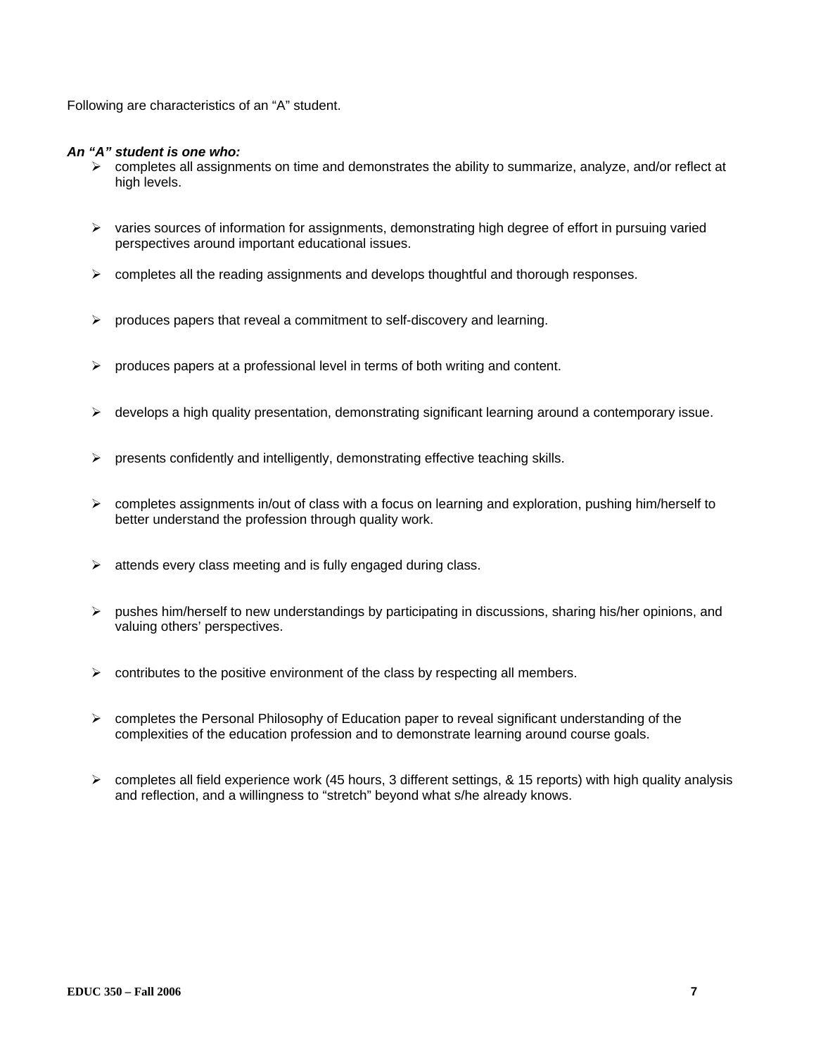Following are characteristics of an "A" student.

***An "A" student is one who:***

- completes all assignments on time and demonstrates the ability to summarize, analyze, and/or reflect at high levels.
- varies sources of information for assignments, demonstrating high degree of effort in pursuing varied perspectives around important educational issues.
- completes all the reading assignments and develops thoughtful and thorough responses.
- produces papers that reveal a commitment to self-discovery and learning.
- produces papers at a professional level in terms of both writing and content.
- develops a high quality presentation, demonstrating significant learning around a contemporary issue.
- presents confidently and intelligently, demonstrating effective teaching skills.
- completes assignments in/out of class with a focus on learning and exploration, pushing him/herself to better understand the profession through quality work.
- attends every class meeting and is fully engaged during class.
- pushes him/herself to new understandings by participating in discussions, sharing his/her opinions, and valuing others' perspectives.
- contributes to the positive environment of the class by respecting all members.
- completes the Personal Philosophy of Education paper to reveal significant understanding of the complexities of the education profession and to demonstrate learning around course goals.
- completes all field experience work (45 hours, 3 different settings, & 15 reports) with high quality analysis and reflection, and a willingness to "stretch" beyond what s/he already knows.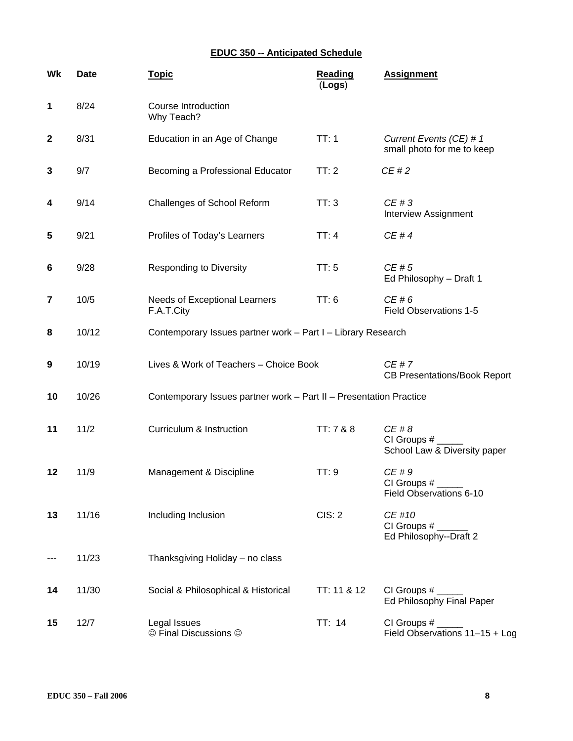# EDUC 350 -- Anticipated Schedule

| Wk | Date | Topic | Reading (Logs) | Assignment |
|---|---|---|---|---|
| 1 | 8/24 | Course Introduction<br>Why Teach? | | |
| 2 | 8/31 | Education in an Age of Change | TT: 1 | *Current Events (CE) # 1*<br>small photo for me to keep |
| 3 | 9/7 | Becoming a Professional Educator | TT: 2 | *CE # 2* |
| 4 | 9/14 | Challenges of School Reform | TT: 3 | *CE # 3*<br>Interview Assignment |
| 5 | 9/21 | Profiles of Today's Learners | TT: 4 | *CE # 4* |
| 6 | 9/28 | Responding to Diversity | TT: 5 | *CE # 5*<br>Ed Philosophy – Draft 1 |
| 7 | 10/5 | Needs of Exceptional Learners<br>F.A.T.City | TT: 6 | *CE # 6*<br>Field Observations 1-5 |
| 8 | 10/12 | Contemporary Issues partner work – Part I – Library Research | | |
| 9 | 10/19 | Lives & Work of Teachers – Choice Book | | *CE # 7*<br>CB Presentations/Book Report |
| 10 | 10/26 | Contemporary Issues partner work – Part II – Presentation Practice | | |
| 11 | 11/2 | Curriculum & Instruction | TT: 7 & 8 | *CE # 8*<br>CI Groups # _____<br>School Law & Diversity paper |
| 12 | 11/9 | Management & Discipline | TT: 9 | *CE # 9*<br>CI Groups # _____<br>Field Observations 6-10 |
| 13 | 11/16 | Including Inclusion | CIS: 2 | *CE #10*<br>CI Groups # ______<br>Ed Philosophy--Draft 2 |
| --- | 11/23 | Thanksgiving Holiday – no class | | |
| 14 | 11/30 | Social & Philosophical & Historical | TT: 11 & 12 | CI Groups # _____<br>Ed Philosophy Final Paper |
| 15 | 12/7 | Legal Issues<br>☺ Final Discussions ☺ | TT: 14 | CI Groups # _____<br>Field Observations 11–15 + Log |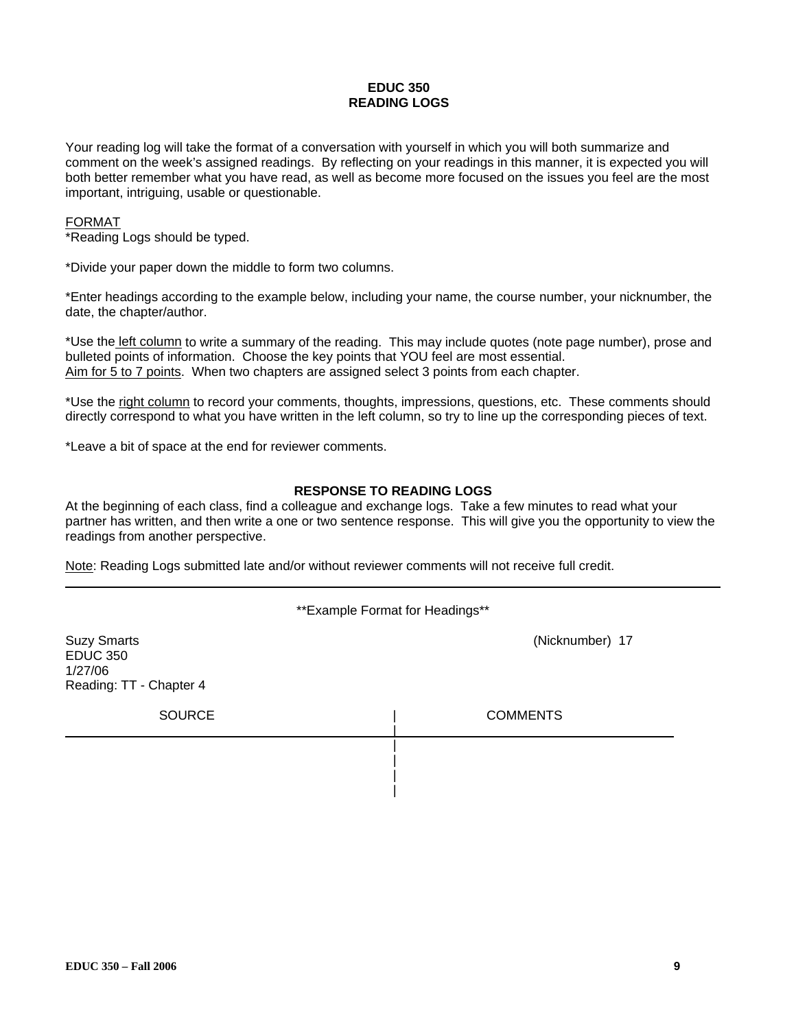# EDUC 350
## READING LOGS

Your reading log will take the format of a conversation with yourself in which you will both summarize and comment on the week's assigned readings. By reflecting on your readings in this manner, it is expected you will both better remember what you have read, as well as become more focused on the issues you feel are the most important, intriguing, usable or questionable.

<u>FORMAT</u>

*Reading Logs should be typed.

*Divide your paper down the middle to form two columns.

*Enter headings according to the example below, including your name, the course number, your nicknumber, the date, the chapter/author.

*Use the <u>left column</u> to write a summary of the reading. This may include quotes (note page number), prose and bulleted points of information. Choose the key points that YOU feel are most essential. <u>Aim for 5 to 7 points</u>. When two chapters are assigned select 3 points from each chapter.

*Use the <u>right column</u> to record your comments, thoughts, impressions, questions, etc. These comments should directly correspond to what you have written in the left column, so try to line up the corresponding pieces of text.

*Leave a bit of space at the end for reviewer comments.

### RESPONSE TO READING LOGS

At the beginning of each class, find a colleague and exchange logs. Take a few minutes to read what your partner has written, and then write a one or two sentence response. This will give you the opportunity to view the readings from another perspective.

<u>Note</u>: Reading Logs submitted late and/or without reviewer comments will not receive full credit.

---

**Example Format for Headings**

Suzy Smarts (Nicknumber) 17
EDUC 350
1/27/06
Reading: TT - Chapter 4

| SOURCE | COMMENTS |
|---|---|
| | |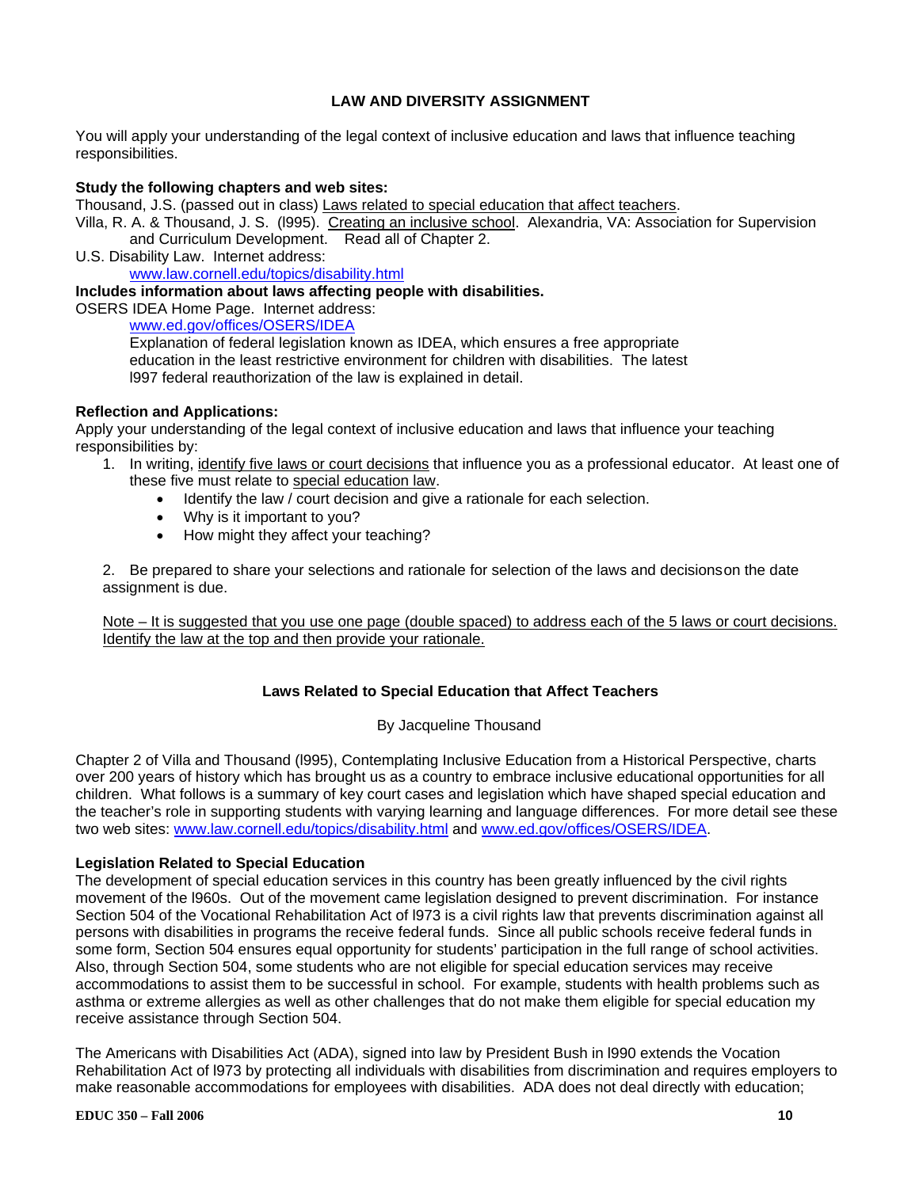## LAW AND DIVERSITY ASSIGNMENT

You will apply your understanding of the legal context of inclusive education and laws that influence teaching responsibilities.

**Study the following chapters and web sites:**

Thousand, J.S. (passed out in class) Laws related to special education that affect teachers.

Villa, R. A. & Thousand, J. S. (l995). Creating an inclusive school. Alexandria, VA: Association for Supervision and Curriculum Development. Read all of Chapter 2.

U.S. Disability Law. Internet address:
www.law.cornell.edu/topics/disability.html

**Includes information about laws affecting people with disabilities.**

OSERS IDEA Home Page. Internet address:
www.ed.gov/offices/OSERS/IDEA
Explanation of federal legislation known as IDEA, which ensures a free appropriate education in the least restrictive environment for children with disabilities. The latest l997 federal reauthorization of the law is explained in detail.

**Reflection and Applications:**

Apply your understanding of the legal context of inclusive education and laws that influence your teaching responsibilities by:

1. In writing, identify five laws or court decisions that influence you as a professional educator. At least one of these five must relate to special education law.
   - Identify the law / court decision and give a rationale for each selection.
   - Why is it important to you?
   - How might they affect your teaching?

2. Be prepared to share your selections and rationale for selection of the laws and decisionson the date assignment is due.

Note – It is suggested that you use one page (double spaced) to address each of the 5 laws or court decisions. Identify the law at the top and then provide your rationale.

### Laws Related to Special Education that Affect Teachers

By Jacqueline Thousand

Chapter 2 of Villa and Thousand (l995), Contemplating Inclusive Education from a Historical Perspective, charts over 200 years of history which has brought us as a country to embrace inclusive educational opportunities for all children. What follows is a summary of key court cases and legislation which have shaped special education and the teacher's role in supporting students with varying learning and language differences. For more detail see these two web sites: www.law.cornell.edu/topics/disability.html and www.ed.gov/offices/OSERS/IDEA.

**Legislation Related to Special Education**

The development of special education services in this country has been greatly influenced by the civil rights movement of the l960s. Out of the movement came legislation designed to prevent discrimination. For instance Section 504 of the Vocational Rehabilitation Act of l973 is a civil rights law that prevents discrimination against all persons with disabilities in programs the receive federal funds. Since all public schools receive federal funds in some form, Section 504 ensures equal opportunity for students' participation in the full range of school activities. Also, through Section 504, some students who are not eligible for special education services may receive accommodations to assist them to be successful in school. For example, students with health problems such as asthma or extreme allergies as well as other challenges that do not make them eligible for special education my receive assistance through Section 504.

The Americans with Disabilities Act (ADA), signed into law by President Bush in l990 extends the Vocation Rehabilitation Act of l973 by protecting all individuals with disabilities from discrimination and requires employers to make reasonable accommodations for employees with disabilities. ADA does not deal directly with education;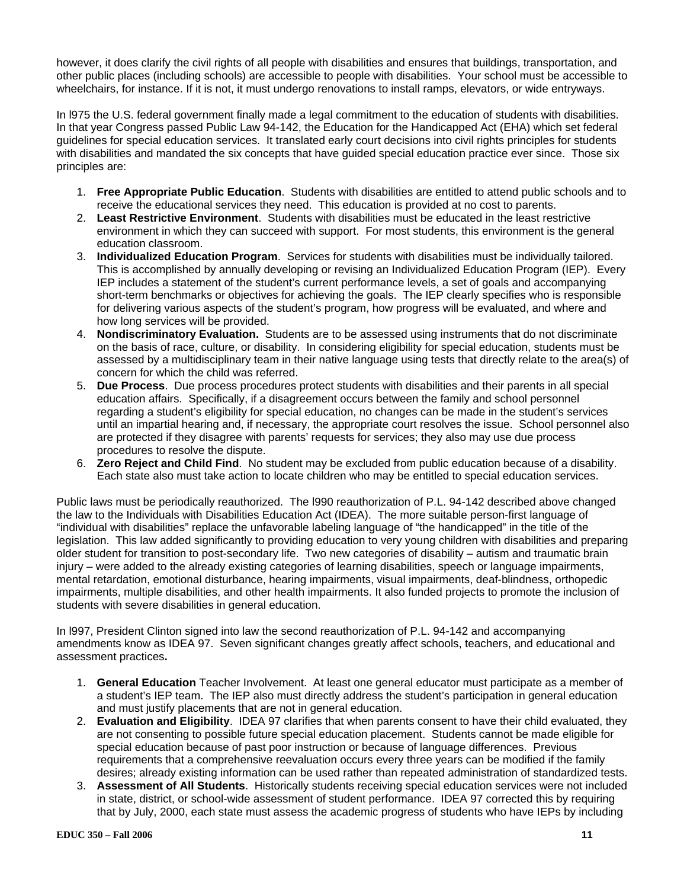however, it does clarify the civil rights of all people with disabilities and ensures that buildings, transportation, and other public places (including schools) are accessible to people with disabilities. Your school must be accessible to wheelchairs, for instance. If it is not, it must undergo renovations to install ramps, elevators, or wide entryways.

In l975 the U.S. federal government finally made a legal commitment to the education of students with disabilities. In that year Congress passed Public Law 94-142, the Education for the Handicapped Act (EHA) which set federal guidelines for special education services. It translated early court decisions into civil rights principles for students with disabilities and mandated the six concepts that have guided special education practice ever since. Those six principles are:

1. **Free Appropriate Public Education**. Students with disabilities are entitled to attend public schools and to receive the educational services they need. This education is provided at no cost to parents.
2. **Least Restrictive Environment**. Students with disabilities must be educated in the least restrictive environment in which they can succeed with support. For most students, this environment is the general education classroom.
3. **Individualized Education Program**. Services for students with disabilities must be individually tailored. This is accomplished by annually developing or revising an Individualized Education Program (IEP). Every IEP includes a statement of the student's current performance levels, a set of goals and accompanying short-term benchmarks or objectives for achieving the goals. The IEP clearly specifies who is responsible for delivering various aspects of the student's program, how progress will be evaluated, and where and how long services will be provided.
4. **Nondiscriminatory Evaluation.** Students are to be assessed using instruments that do not discriminate on the basis of race, culture, or disability. In considering eligibility for special education, students must be assessed by a multidisciplinary team in their native language using tests that directly relate to the area(s) of concern for which the child was referred.
5. **Due Process**. Due process procedures protect students with disabilities and their parents in all special education affairs. Specifically, if a disagreement occurs between the family and school personnel regarding a student's eligibility for special education, no changes can be made in the student's services until an impartial hearing and, if necessary, the appropriate court resolves the issue. School personnel also are protected if they disagree with parents' requests for services; they also may use due process procedures to resolve the dispute.
6. **Zero Reject and Child Find**. No student may be excluded from public education because of a disability. Each state also must take action to locate children who may be entitled to special education services.

Public laws must be periodically reauthorized. The l990 reauthorization of P.L. 94-142 described above changed the law to the Individuals with Disabilities Education Act (IDEA). The more suitable person-first language of "individual with disabilities" replace the unfavorable labeling language of "the handicapped" in the title of the legislation. This law added significantly to providing education to very young children with disabilities and preparing older student for transition to post-secondary life. Two new categories of disability – autism and traumatic brain injury – were added to the already existing categories of learning disabilities, speech or language impairments, mental retardation, emotional disturbance, hearing impairments, visual impairments, deaf-blindness, orthopedic impairments, multiple disabilities, and other health impairments. It also funded projects to promote the inclusion of students with severe disabilities in general education.

In l997, President Clinton signed into law the second reauthorization of P.L. 94-142 and accompanying amendments know as IDEA 97. Seven significant changes greatly affect schools, teachers, and educational and assessment practices**.**

1. **General Education** Teacher Involvement. At least one general educator must participate as a member of a student's IEP team. The IEP also must directly address the student's participation in general education and must justify placements that are not in general education.
2. **Evaluation and Eligibility**. IDEA 97 clarifies that when parents consent to have their child evaluated, they are not consenting to possible future special education placement. Students cannot be made eligible for special education because of past poor instruction or because of language differences. Previous requirements that a comprehensive reevaluation occurs every three years can be modified if the family desires; already existing information can be used rather than repeated administration of standardized tests.
3. **Assessment of All Students**. Historically students receiving special education services were not included in state, district, or school-wide assessment of student performance. IDEA 97 corrected this by requiring that by July, 2000, each state must assess the academic progress of students who have IEPs by including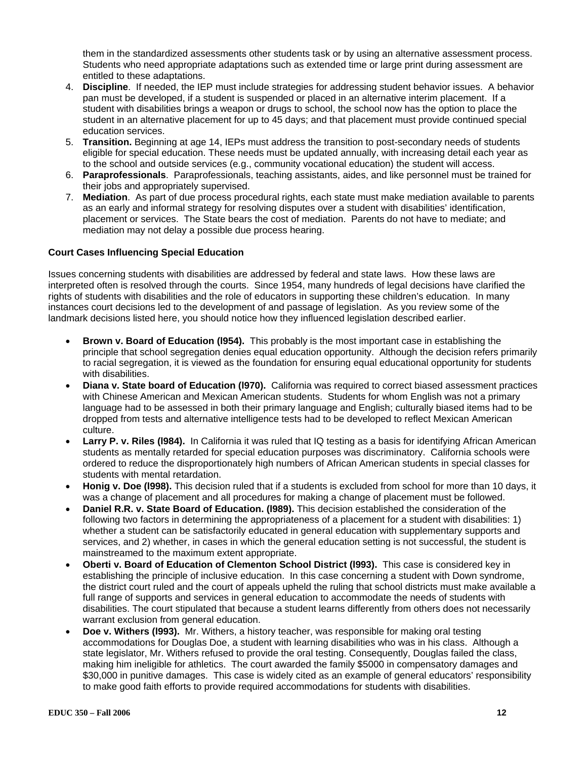them in the standardized assessments other students task or by using an alternative assessment process. Students who need appropriate adaptations such as extended time or large print during assessment are entitled to these adaptations.

4. **Discipline**. If needed, the IEP must include strategies for addressing student behavior issues. A behavior pan must be developed, if a student is suspended or placed in an alternative interim placement. If a student with disabilities brings a weapon or drugs to school, the school now has the option to place the student in an alternative placement for up to 45 days; and that placement must provide continued special education services.
5. **Transition.** Beginning at age 14, IEPs must address the transition to post-secondary needs of students eligible for special education. These needs must be updated annually, with increasing detail each year as to the school and outside services (e.g., community vocational education) the student will access.
6. **Paraprofessionals**. Paraprofessionals, teaching assistants, aides, and like personnel must be trained for their jobs and appropriately supervised.
7. **Mediation**. As part of due process procedural rights, each state must make mediation available to parents as an early and informal strategy for resolving disputes over a student with disabilities' identification, placement or services. The State bears the cost of mediation. Parents do not have to mediate; and mediation may not delay a possible due process hearing.

**Court Cases Influencing Special Education**

Issues concerning students with disabilities are addressed by federal and state laws. How these laws are interpreted often is resolved through the courts. Since 1954, many hundreds of legal decisions have clarified the rights of students with disabilities and the role of educators in supporting these children's education. In many instances court decisions led to the development of and passage of legislation. As you review some of the landmark decisions listed here, you should notice how they influenced legislation described earlier.

- **Brown v. Board of Education (l954).** This probably is the most important case in establishing the principle that school segregation denies equal education opportunity. Although the decision refers primarily to racial segregation, it is viewed as the foundation for ensuring equal educational opportunity for students with disabilities.
- **Diana v. State board of Education (l970).** California was required to correct biased assessment practices with Chinese American and Mexican American students. Students for whom English was not a primary language had to be assessed in both their primary language and English; culturally biased items had to be dropped from tests and alternative intelligence tests had to be developed to reflect Mexican American culture.
- **Larry P. v. Riles (l984).** In California it was ruled that IQ testing as a basis for identifying African American students as mentally retarded for special education purposes was discriminatory. California schools were ordered to reduce the disproportionately high numbers of African American students in special classes for students with mental retardation.
- **Honig v. Doe (l998).** This decision ruled that if a students is excluded from school for more than 10 days, it was a change of placement and all procedures for making a change of placement must be followed.
- **Daniel R.R. v. State Board of Education. (l989).** This decision established the consideration of the following two factors in determining the appropriateness of a placement for a student with disabilities: 1) whether a student can be satisfactorily educated in general education with supplementary supports and services, and 2) whether, in cases in which the general education setting is not successful, the student is mainstreamed to the maximum extent appropriate.
- **Oberti v. Board of Education of Clementon School District (l993).** This case is considered key in establishing the principle of inclusive education. In this case concerning a student with Down syndrome, the district court ruled and the court of appeals upheld the ruling that school districts must make available a full range of supports and services in general education to accommodate the needs of students with disabilities. The court stipulated that because a student learns differently from others does not necessarily warrant exclusion from general education.
- **Doe v. Withers (l993).** Mr. Withers, a history teacher, was responsible for making oral testing accommodations for Douglas Doe, a student with learning disabilities who was in his class. Although a state legislator, Mr. Withers refused to provide the oral testing. Consequently, Douglas failed the class, making him ineligible for athletics. The court awarded the family $5000 in compensatory damages and $30,000 in punitive damages. This case is widely cited as an example of general educators' responsibility to make good faith efforts to provide required accommodations for students with disabilities.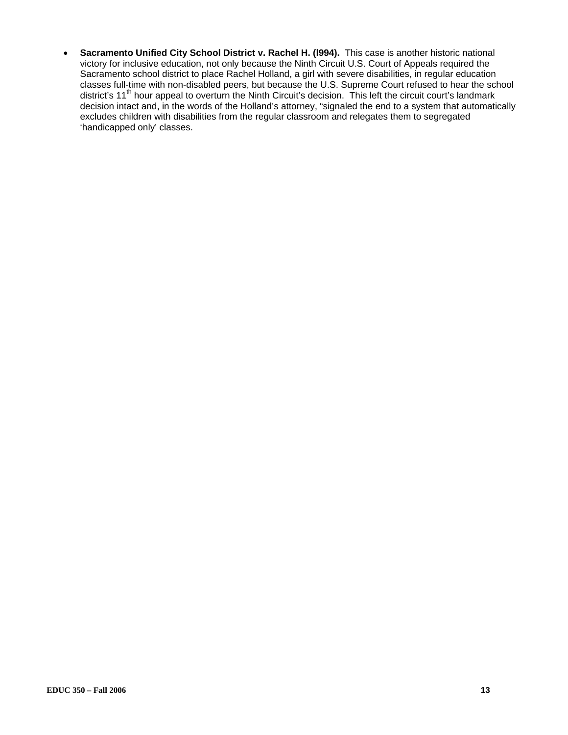- **Sacramento Unified City School District v. Rachel H. (l994).** This case is another historic national victory for inclusive education, not only because the Ninth Circuit U.S. Court of Appeals required the Sacramento school district to place Rachel Holland, a girl with severe disabilities, in regular education classes full-time with non-disabled peers, but because the U.S. Supreme Court refused to hear the school district's 11th hour appeal to overturn the Ninth Circuit's decision. This left the circuit court's landmark decision intact and, in the words of the Holland's attorney, "signaled the end to a system that automatically excludes children with disabilities from the regular classroom and relegates them to segregated 'handicapped only' classes.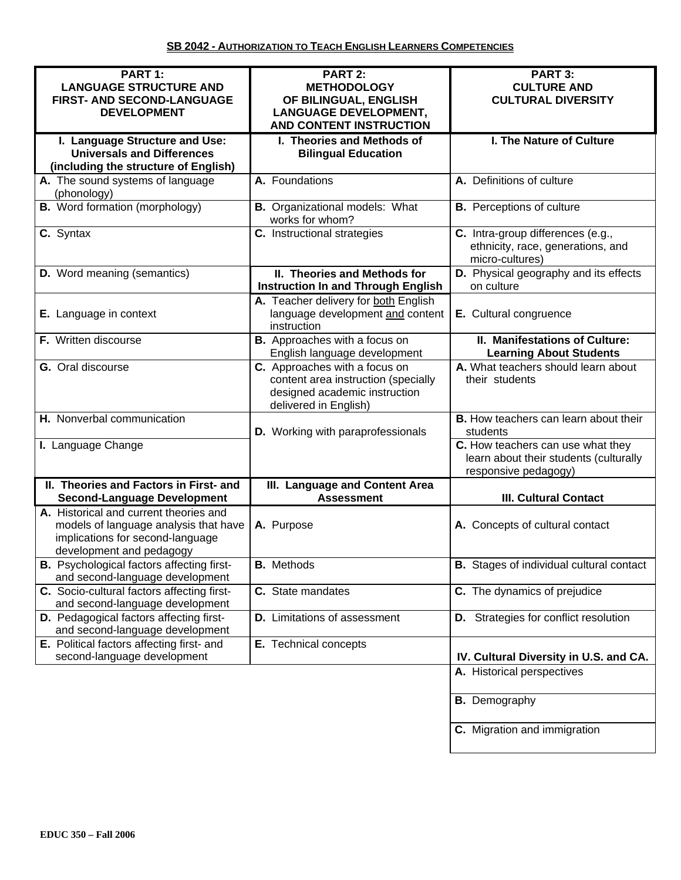## SB 2042 - AUTHORIZATION TO TEACH ENGLISH LEARNERS COMPETENCIES

| PART 1: LANGUAGE STRUCTURE AND FIRST- AND SECOND-LANGUAGE DEVELOPMENT | PART 2: METHODOLOGY OF BILINGUAL, ENGLISH LANGUAGE DEVELOPMENT, AND CONTENT INSTRUCTION | PART 3: CULTURE AND CULTURAL DIVERSITY |
|---|---|---|
| **I. Language Structure and Use: Universals and Differences (including the structure of English)** | **I. Theories and Methods of Bilingual Education** | **I. The Nature of Culture** |
| **A.** The sound systems of language (phonology) | **A.** Foundations | **A.** Definitions of culture |
| **B.** Word formation (morphology) | **B.** Organizational models: What works for whom? | **B.** Perceptions of culture |
| **C.** Syntax | **C.** Instructional strategies | **C.** Intra-group differences (e.g., ethnicity, race, generations, and micro-cultures) |
| **D.** Word meaning (semantics) | **II. Theories and Methods for Instruction In and Through English** | **D.** Physical geography and its effects on culture |
| **E.** Language in context | **A.** Teacher delivery for both English language development and content instruction | **E.** Cultural congruence |
| **F.** Written discourse | **B.** Approaches with a focus on English language development | **II. Manifestations of Culture: Learning About Students** |
| **G.** Oral discourse | **C.** Approaches with a focus on content area instruction (specially designed academic instruction delivered in English) | **A.** What teachers should learn about their students |
| **H.** Nonverbal communication | **D.** Working with paraprofessionals | **B.** How teachers can learn about their students |
| **I.** Language Change | | **C.** How teachers can use what they learn about their students (culturally responsive pedagogy) |
| **II. Theories and Factors in First- and Second-Language Development** | **III. Language and Content Area Assessment** | **III. Cultural Contact** |
| **A.** Historical and current theories and models of language analysis that have implications for second-language development and pedagogy | **A.** Purpose | **A.** Concepts of cultural contact |
| **B.** Psychological factors affecting first- and second-language development | **B.** Methods | **B.** Stages of individual cultural contact |
| **C.** Socio-cultural factors affecting first- and second-language development | **C.** State mandates | **C.** The dynamics of prejudice |
| **D.** Pedagogical factors affecting first- and second-language development | **D.** Limitations of assessment | **D.** Strategies for conflict resolution |
| **E.** Political factors affecting first- and second-language development | **E.** Technical concepts | **IV. Cultural Diversity in U.S. and CA.** |
| | | **A.** Historical perspectives |
| | | **B.** Demography |
| | | **C.** Migration and immigration |